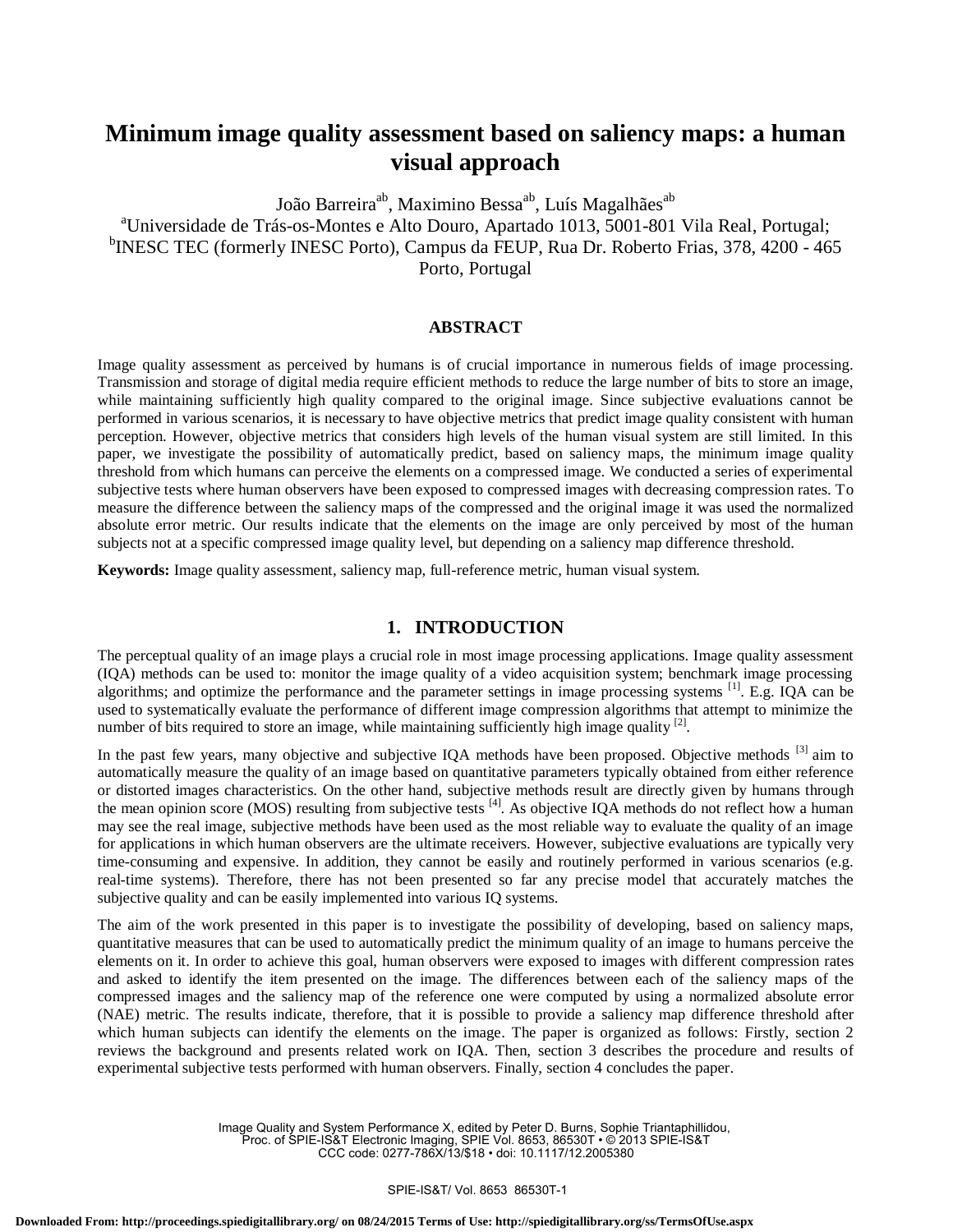# Minimum image quality assessment based on saliency maps: a human visual approach

João Barreira[ab], Maximino Bessa[ab], Luís Magalhães[ab]

[a]Universidade de Trás-os-Montes e Alto Douro, Apartado 1013, 5001-801 Vila Real, Portugal;
[b]INESC TEC (formerly INESC Porto), Campus da FEUP, Rua Dr. Roberto Frias, 378, 4200 - 465 Porto, Portugal

## ABSTRACT

Image quality assessment as perceived by humans is of crucial importance in numerous fields of image processing. Transmission and storage of digital media require efficient methods to reduce the large number of bits to store an image, while maintaining sufficiently high quality compared to the original image. Since subjective evaluations cannot be performed in various scenarios, it is necessary to have objective metrics that predict image quality consistent with human perception. However, objective metrics that considers high levels of the human visual system are still limited. In this paper, we investigate the possibility of automatically predict, based on saliency maps, the minimum image quality threshold from which humans can perceive the elements on a compressed image. We conducted a series of experimental subjective tests where human observers have been exposed to compressed images with decreasing compression rates. To measure the difference between the saliency maps of the compressed and the original image it was used the normalized absolute error metric. Our results indicate that the elements on the image are only perceived by most of the human subjects not at a specific compressed image quality level, but depending on a saliency map difference threshold.

**Keywords:** Image quality assessment, saliency map, full-reference metric, human visual system.

## 1. INTRODUCTION

The perceptual quality of an image plays a crucial role in most image processing applications. Image quality assessment (IQA) methods can be used to: monitor the image quality of a video acquisition system; benchmark image processing algorithms; and optimize the performance and the parameter settings in image processing systems [1]. E.g. IQA can be used to systematically evaluate the performance of different image compression algorithms that attempt to minimize the number of bits required to store an image, while maintaining sufficiently high image quality [2].

In the past few years, many objective and subjective IQA methods have been proposed. Objective methods [3] aim to automatically measure the quality of an image based on quantitative parameters typically obtained from either reference or distorted images characteristics. On the other hand, subjective methods result are directly given by humans through the mean opinion score (MOS) resulting from subjective tests [4]. As objective IQA methods do not reflect how a human may see the real image, subjective methods have been used as the most reliable way to evaluate the quality of an image for applications in which human observers are the ultimate receivers. However, subjective evaluations are typically very time-consuming and expensive. In addition, they cannot be easily and routinely performed in various scenarios (e.g. real-time systems). Therefore, there has not been presented so far any precise model that accurately matches the subjective quality and can be easily implemented into various IQ systems.

The aim of the work presented in this paper is to investigate the possibility of developing, based on saliency maps, quantitative measures that can be used to automatically predict the minimum quality of an image to humans perceive the elements on it. In order to achieve this goal, human observers were exposed to images with different compression rates and asked to identify the item presented on the image. The differences between each of the saliency maps of the compressed images and the saliency map of the reference one were computed by using a normalized absolute error (NAE) metric. The results indicate, therefore, that it is possible to provide a saliency map difference threshold after which human subjects can identify the elements on the image. The paper is organized as follows: Firstly, section 2 reviews the background and presents related work on IQA. Then, section 3 describes the procedure and results of experimental subjective tests performed with human observers. Finally, section 4 concludes the paper.

Image Quality and System Performance X, edited by Peter D. Burns, Sophie Triantaphillidou, Proc. of SPIE-IS&T Electronic Imaging, SPIE Vol. 8653, 86530T • © 2013 SPIE-IS&T
CCC code: 0277-786X/13/$18 • doi: 10.1117/12.2005380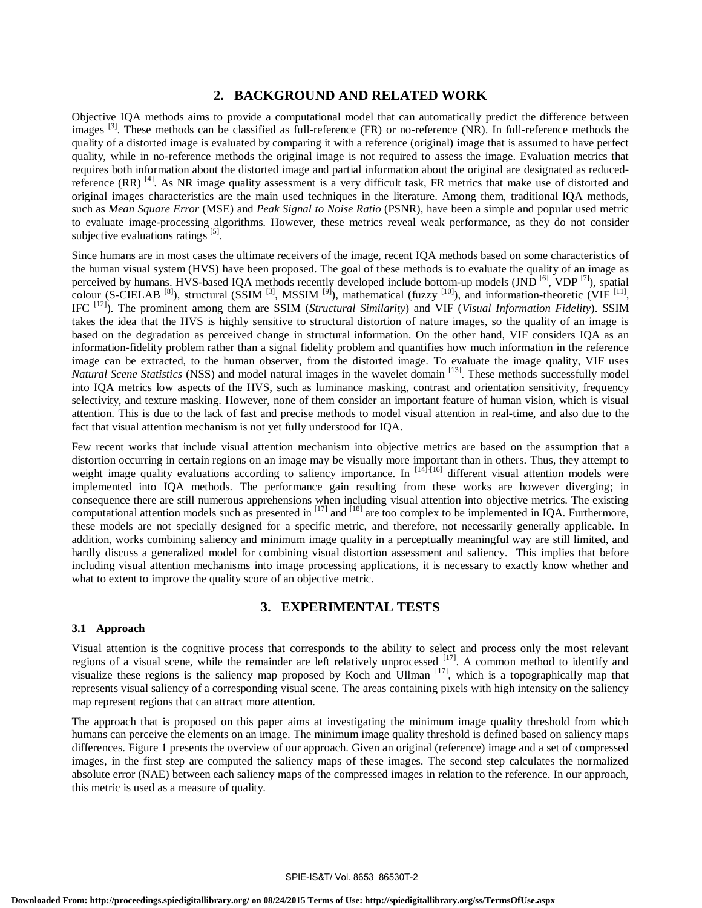## 2. BACKGROUND AND RELATED WORK

Objective IQA methods aims to provide a computational model that can automatically predict the difference between images [3]. These methods can be classified as full-reference (FR) or no-reference (NR). In full-reference methods the quality of a distorted image is evaluated by comparing it with a reference (original) image that is assumed to have perfect quality, while in no-reference methods the original image is not required to assess the image. Evaluation metrics that requires both information about the distorted image and partial information about the original are designated as reduced-reference (RR) [4]. As NR image quality assessment is a very difficult task, FR metrics that make use of distorted and original images characteristics are the main used techniques in the literature. Among them, traditional IQA methods, such as *Mean Square Error* (MSE) and *Peak Signal to Noise Ratio* (PSNR), have been a simple and popular used metric to evaluate image-processing algorithms. However, these metrics reveal weak performance, as they do not consider subjective evaluations ratings [5].

Since humans are in most cases the ultimate receivers of the image, recent IQA methods based on some characteristics of the human visual system (HVS) have been proposed. The goal of these methods is to evaluate the quality of an image as perceived by humans. HVS-based IQA methods recently developed include bottom-up models (JND [6], VDP [7]), spatial colour (S-CIELAB [8]), structural (SSIM [3], MSSIM [9]), mathematical (fuzzy [10]), and information-theoretic (VIF [11], IFC [12]). The prominent among them are SSIM (*Structural Similarity*) and VIF (*Visual Information Fidelity*). SSIM takes the idea that the HVS is highly sensitive to structural distortion of nature images, so the quality of an image is based on the degradation as perceived change in structural information. On the other hand, VIF considers IQA as an information-fidelity problem rather than a signal fidelity problem and quantifies how much information in the reference image can be extracted, to the human observer, from the distorted image. To evaluate the image quality, VIF uses *Natural Scene Statistics* (NSS) and model natural images in the wavelet domain [13]. These methods successfully model into IQA metrics low aspects of the HVS, such as luminance masking, contrast and orientation sensitivity, frequency selectivity, and texture masking. However, none of them consider an important feature of human vision, which is visual attention. This is due to the lack of fast and precise methods to model visual attention in real-time, and also due to the fact that visual attention mechanism is not yet fully understood for IQA.

Few recent works that include visual attention mechanism into objective metrics are based on the assumption that a distortion occurring in certain regions on an image may be visually more important than in others. Thus, they attempt to weight image quality evaluations according to saliency importance. In [14]-[16] different visual attention models were implemented into IQA methods. The performance gain resulting from these works are however diverging; in consequence there are still numerous apprehensions when including visual attention into objective metrics. The existing computational attention models such as presented in [17] and [18] are too complex to be implemented in IQA. Furthermore, these models are not specially designed for a specific metric, and therefore, not necessarily generally applicable. In addition, works combining saliency and minimum image quality in a perceptually meaningful way are still limited, and hardly discuss a generalized model for combining visual distortion assessment and saliency. This implies that before including visual attention mechanisms into image processing applications, it is necessary to exactly know whether and what to extent to improve the quality score of an objective metric.

## 3. EXPERIMENTAL TESTS

### 3.1 Approach

Visual attention is the cognitive process that corresponds to the ability to select and process only the most relevant regions of a visual scene, while the remainder are left relatively unprocessed [17]. A common method to identify and visualize these regions is the saliency map proposed by Koch and Ullman [17], which is a topographically map that represents visual saliency of a corresponding visual scene. The areas containing pixels with high intensity on the saliency map represent regions that can attract more attention.

The approach that is proposed on this paper aims at investigating the minimum image quality threshold from which humans can perceive the elements on an image. The minimum image quality threshold is defined based on saliency maps differences. Figure 1 presents the overview of our approach. Given an original (reference) image and a set of compressed images, in the first step are computed the saliency maps of these images. The second step calculates the normalized absolute error (NAE) between each saliency maps of the compressed images in relation to the reference. In our approach, this metric is used as a measure of quality.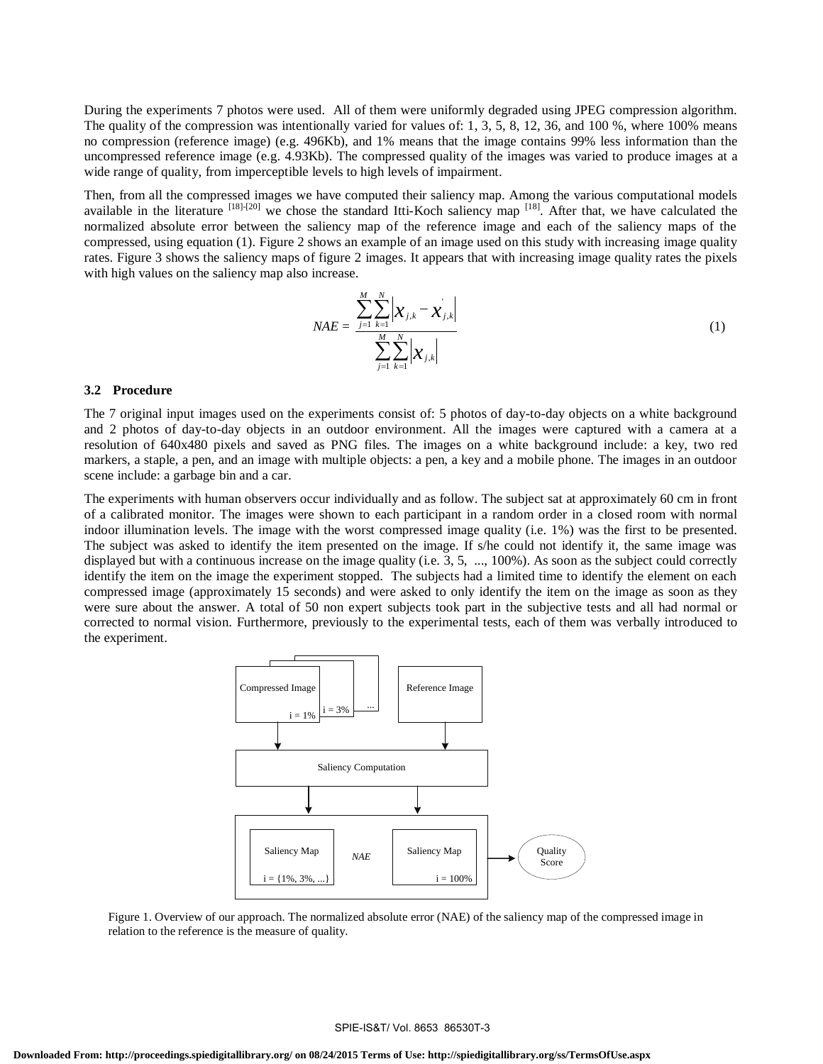During the experiments 7 photos were used. All of them were uniformly degraded using JPEG compression algorithm. The quality of the compression was intentionally varied for values of: 1, 3, 5, 8, 12, 36, and 100 %, where 100% means no compression (reference image) (e.g. 496Kb), and 1% means that the image contains 99% less information than the uncompressed reference image (e.g. 4.93Kb). The compressed quality of the images was varied to produce images at a wide range of quality, from imperceptible levels to high levels of impairment.

Then, from all the compressed images we have computed their saliency map. Among the various computational models available in the literature [18]-[20] we chose the standard Itti-Koch saliency map [18]. After that, we have calculated the normalized absolute error between the saliency map of the reference image and each of the saliency maps of the compressed, using equation (1). Figure 2 shows an example of an image used on this study with increasing image quality rates. Figure 3 shows the saliency maps of figure 2 images. It appears that with increasing image quality rates the pixels with high values on the saliency map also increase.

$$NAE = \frac{\sum_{j=1}^{M}\sum_{k=1}^{N}\left|x_{j,k} - x'_{j,k}\right|}{\sum_{j=1}^{M}\sum_{k=1}^{N}\left|x_{j,k}\right|} \quad (1)$$

### 3.2 Procedure

The 7 original input images used on the experiments consist of: 5 photos of day-to-day objects on a white background and 2 photos of day-to-day objects in an outdoor environment. All the images were captured with a camera at a resolution of 640x480 pixels and saved as PNG files. The images on a white background include: a key, two red markers, a staple, a pen, and an image with multiple objects: a pen, a key and a mobile phone. The images in an outdoor scene include: a garbage bin and a car.

The experiments with human observers occur individually and as follow. The subject sat at approximately 60 cm in front of a calibrated monitor. The images were shown to each participant in a random order in a closed room with normal indoor illumination levels. The image with the worst compressed image quality (i.e. 1%) was the first to be presented. The subject was asked to identify the item presented on the image. If s/he could not identify it, the same image was displayed but with a continuous increase on the image quality (i.e. 3, 5, ..., 100%). As soon as the subject could correctly identify the item on the image the experiment stopped. The subjects had a limited time to identify the element on each compressed image (approximately 15 seconds) and were asked to only identify the item on the image as soon as they were sure about the answer. A total of 50 non expert subjects took part in the subjective tests and all had normal or corrected to normal vision. Furthermore, previously to the experimental tests, each of them was verbally introduced to the experiment.

Compressed Image i = 1% | i = 3% | ... | Reference Image → Saliency Computation → Saliency Map i = {1%, 3%, ...} | NAE | Saliency Map i = 100% → Quality Score

Figure 1. Overview of our approach. The normalized absolute error (NAE) of the saliency map of the compressed image in relation to the reference is the measure of quality.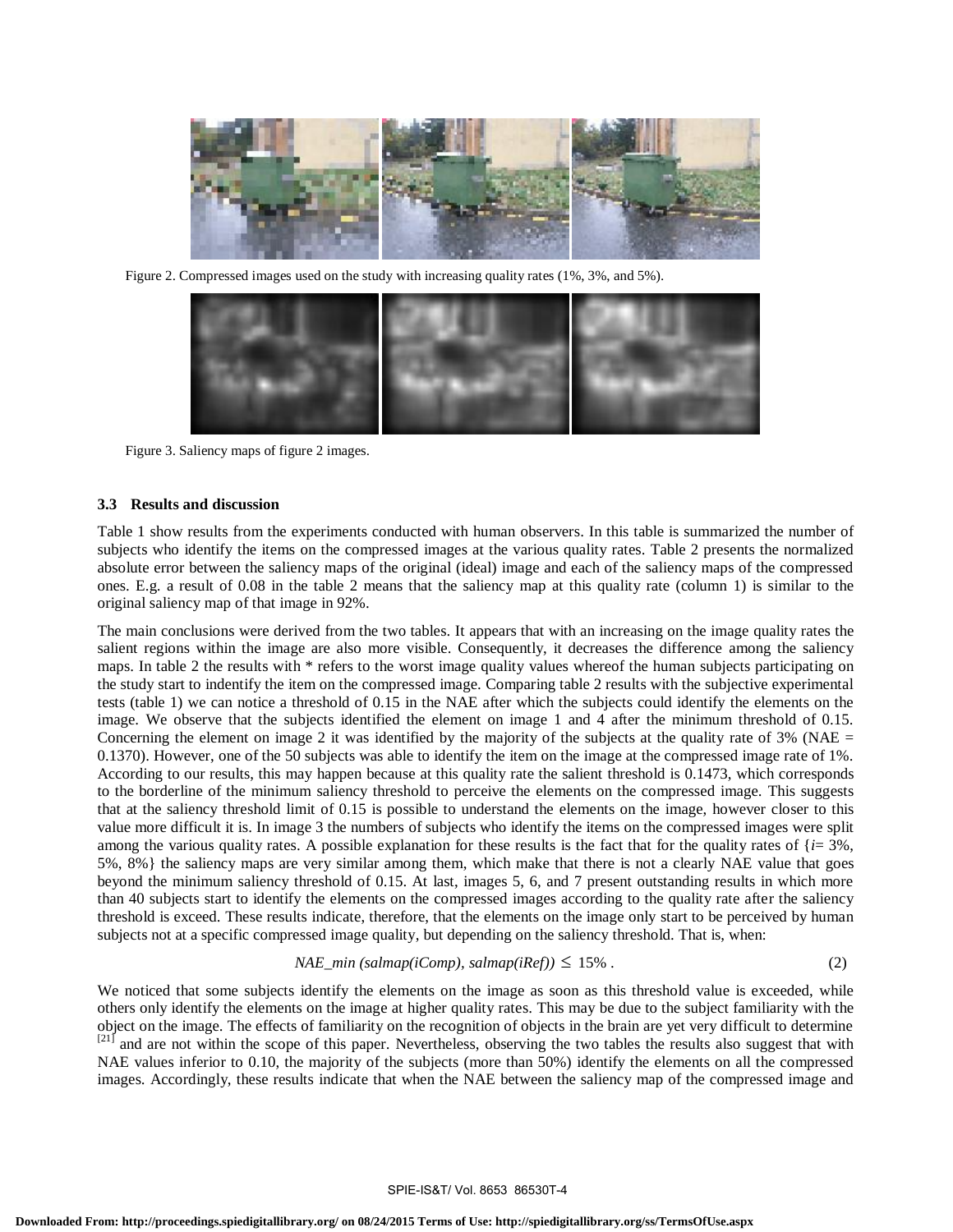Figure 2. Compressed images used on the study with increasing quality rates (1%, 3%, and 5%).

Figure 3. Saliency maps of figure 2 images.

### 3.3 Results and discussion

Table 1 show results from the experiments conducted with human observers. In this table is summarized the number of subjects who identify the items on the compressed images at the various quality rates. Table 2 presents the normalized absolute error between the saliency maps of the original (ideal) image and each of the saliency maps of the compressed ones. E.g. a result of 0.08 in the table 2 means that the saliency map at this quality rate (column 1) is similar to the original saliency map of that image in 92%.

The main conclusions were derived from the two tables. It appears that with an increasing on the image quality rates the salient regions within the image are also more visible. Consequently, it decreases the difference among the saliency maps. In table 2 the results with * refers to the worst image quality values whereof the human subjects participating on the study start to indentify the item on the compressed image. Comparing table 2 results with the subjective experimental tests (table 1) we can notice a threshold of 0.15 in the NAE after which the subjects could identify the elements on the image. We observe that the subjects identified the element on image 1 and 4 after the minimum threshold of 0.15. Concerning the element on image 2 it was identified by the majority of the subjects at the quality rate of 3% (NAE = 0.1370). However, one of the 50 subjects was able to identify the item on the image at the compressed image rate of 1%. According to our results, this may happen because at this quality rate the salient threshold is 0.1473, which corresponds to the borderline of the minimum saliency threshold to perceive the elements on the compressed image. This suggests that at the saliency threshold limit of 0.15 is possible to understand the elements on the image, however closer to this value more difficult it is. In image 3 the numbers of subjects who identify the items on the compressed images were split among the various quality rates. A possible explanation for these results is the fact that for the quality rates of {*i*= 3%, 5%, 8%} the saliency maps are very similar among them, which make that there is not a clearly NAE value that goes beyond the minimum saliency threshold of 0.15. At last, images 5, 6, and 7 present outstanding results in which more than 40 subjects start to identify the elements on the compressed images according to the quality rate after the saliency threshold is exceed. These results indicate, therefore, that the elements on the image only start to be perceived by human subjects not at a specific compressed image quality, but depending on the saliency threshold. That is, when:

$$NAE\_min\ (salmap(iComp),\ salmap(iRef)) \leq 15\%\ . \tag{2}$$

We noticed that some subjects identify the elements on the image as soon as this threshold value is exceeded, while others only identify the elements on the image at higher quality rates. This may be due to the subject familiarity with the object on the image. The effects of familiarity on the recognition of objects in the brain are yet very difficult to determine [21] and are not within the scope of this paper. Nevertheless, observing the two tables the results also suggest that with NAE values inferior to 0.10, the majority of the subjects (more than 50%) identify the elements on all the compressed images. Accordingly, these results indicate that when the NAE between the saliency map of the compressed image and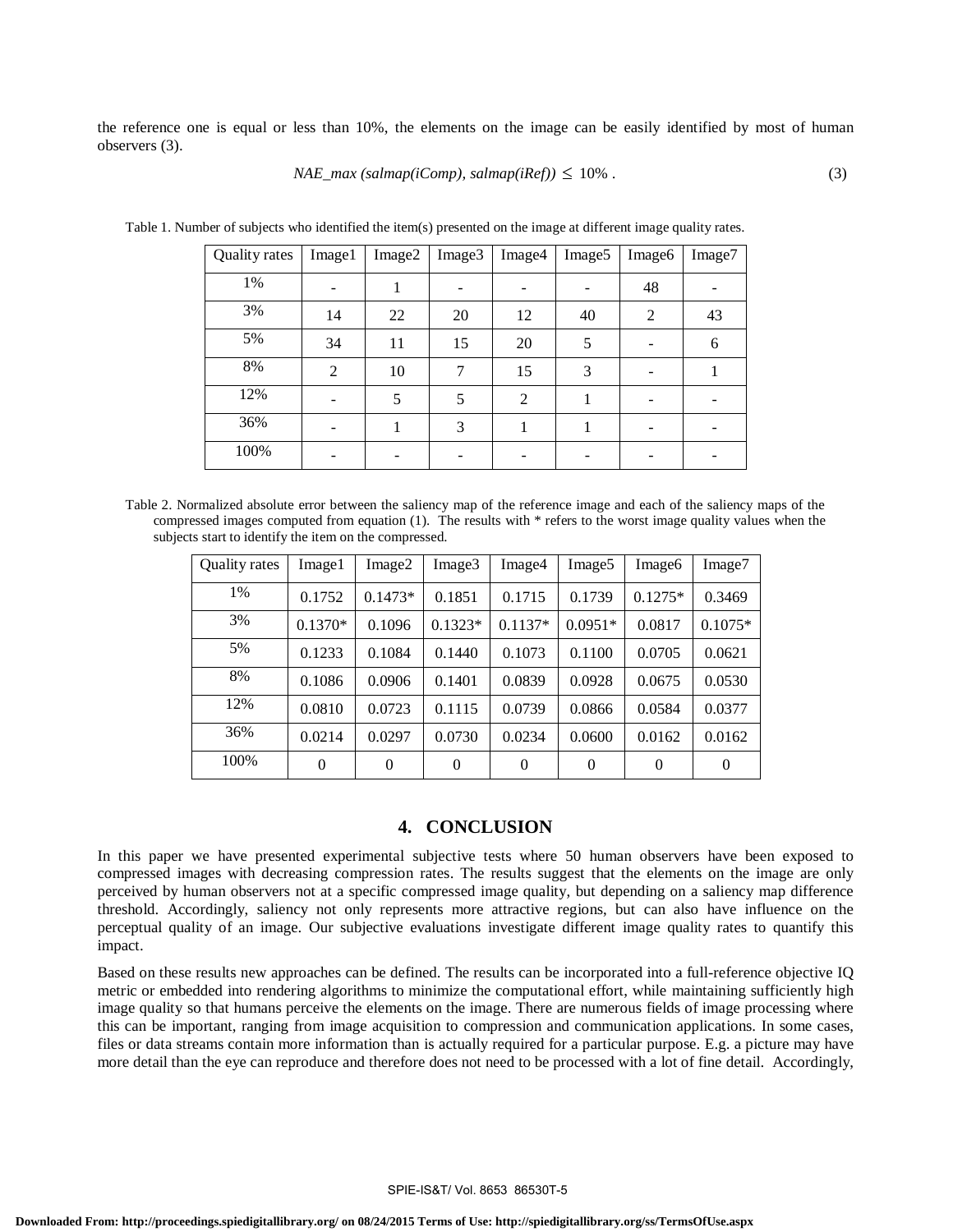the reference one is equal or less than 10%, the elements on the image can be easily identified by most of human observers (3).

$$NAE\_max\ (salmap(iComp), salmap(iRef)) \leq 10\% . \quad (3)$$

Table 1. Number of subjects who identified the item(s) presented on the image at different image quality rates.

| Quality rates | Image1 | Image2 | Image3 | Image4 | Image5 | Image6 | Image7 |
|---|---|---|---|---|---|---|---|
| 1% | - | 1 | - | - | - | 48 | - |
| 3% | 14 | 22 | 20 | 12 | 40 | 2 | 43 |
| 5% | 34 | 11 | 15 | 20 | 5 | - | 6 |
| 8% | 2 | 10 | 7 | 15 | 3 | - | 1 |
| 12% | - | 5 | 5 | 2 | 1 | - | - |
| 36% | - | 1 | 3 | 1 | 1 | - | - |
| 100% | - | - | - | - | - | - | - |

Table 2. Normalized absolute error between the saliency map of the reference image and each of the saliency maps of the compressed images computed from equation (1). The results with * refers to the worst image quality values when the subjects start to identify the item on the compressed.

| Quality rates | Image1 | Image2 | Image3 | Image4 | Image5 | Image6 | Image7 |
|---|---|---|---|---|---|---|---|
| 1% | 0.1752 | 0.1473* | 0.1851 | 0.1715 | 0.1739 | 0.1275* | 0.3469 |
| 3% | 0.1370* | 0.1096 | 0.1323* | 0.1137* | 0.0951* | 0.0817 | 0.1075* |
| 5% | 0.1233 | 0.1084 | 0.1440 | 0.1073 | 0.1100 | 0.0705 | 0.0621 |
| 8% | 0.1086 | 0.0906 | 0.1401 | 0.0839 | 0.0928 | 0.0675 | 0.0530 |
| 12% | 0.0810 | 0.0723 | 0.1115 | 0.0739 | 0.0866 | 0.0584 | 0.0377 |
| 36% | 0.0214 | 0.0297 | 0.0730 | 0.0234 | 0.0600 | 0.0162 | 0.0162 |
| 100% | 0 | 0 | 0 | 0 | 0 | 0 | 0 |

## 4. CONCLUSION

In this paper we have presented experimental subjective tests where 50 human observers have been exposed to compressed images with decreasing compression rates. The results suggest that the elements on the image are only perceived by human observers not at a specific compressed image quality, but depending on a saliency map difference threshold. Accordingly, saliency not only represents more attractive regions, but can also have influence on the perceptual quality of an image. Our subjective evaluations investigate different image quality rates to quantify this impact.

Based on these results new approaches can be defined. The results can be incorporated into a full-reference objective IQ metric or embedded into rendering algorithms to minimize the computational effort, while maintaining sufficiently high image quality so that humans perceive the elements on the image. There are numerous fields of image processing where this can be important, ranging from image acquisition to compression and communication applications. In some cases, files or data streams contain more information than is actually required for a particular purpose. E.g. a picture may have more detail than the eye can reproduce and therefore does not need to be processed with a lot of fine detail. Accordingly,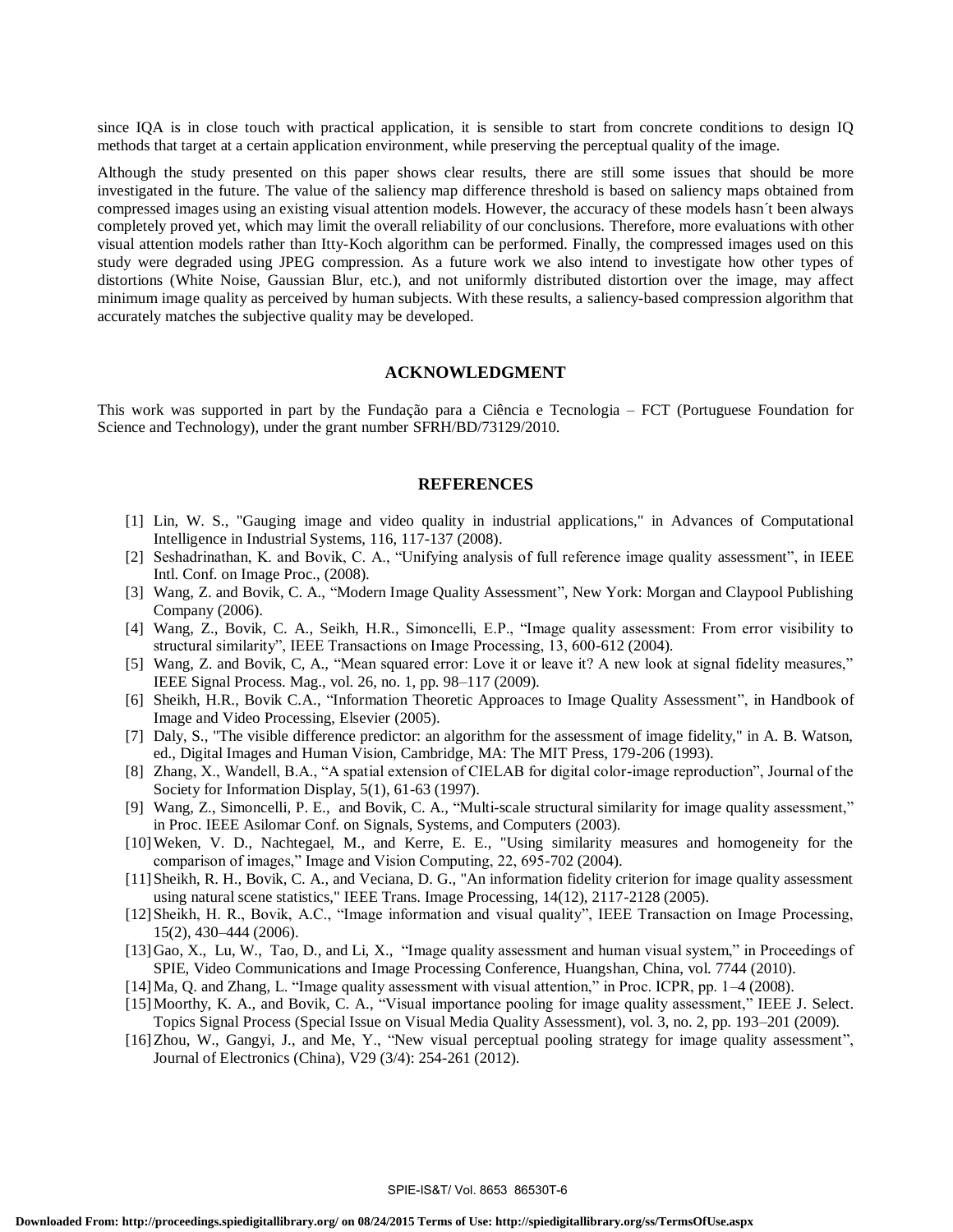since IQA is in close touch with practical application, it is sensible to start from concrete conditions to design IQ methods that target at a certain application environment, while preserving the perceptual quality of the image.

Although the study presented on this paper shows clear results, there are still some issues that should be more investigated in the future. The value of the saliency map difference threshold is based on saliency maps obtained from compressed images using an existing visual attention models. However, the accuracy of these models hasn´t been always completely proved yet, which may limit the overall reliability of our conclusions. Therefore, more evaluations with other visual attention models rather than Itty-Koch algorithm can be performed. Finally, the compressed images used on this study were degraded using JPEG compression. As a future work we also intend to investigate how other types of distortions (White Noise, Gaussian Blur, etc.), and not uniformly distributed distortion over the image, may affect minimum image quality as perceived by human subjects. With these results, a saliency-based compression algorithm that accurately matches the subjective quality may be developed.

## ACKNOWLEDGMENT

This work was supported in part by the Fundação para a Ciência e Tecnologia – FCT (Portuguese Foundation for Science and Technology), under the grant number SFRH/BD/73129/2010.

## REFERENCES

[1] Lin, W. S., "Gauging image and video quality in industrial applications," in Advances of Computational Intelligence in Industrial Systems, 116, 117-137 (2008).

[2] Seshadrinathan, K. and Bovik, C. A., “Unifying analysis of full reference image quality assessment”, in IEEE Intl. Conf. on Image Proc., (2008).

[3] Wang, Z. and Bovik, C. A., “Modern Image Quality Assessment”, New York: Morgan and Claypool Publishing Company (2006).

[4] Wang, Z., Bovik, C. A., Seikh, H.R., Simoncelli, E.P., “Image quality assessment: From error visibility to structural similarity”, IEEE Transactions on Image Processing, 13, 600-612 (2004).

[5] Wang, Z. and Bovik, C, A., “Mean squared error: Love it or leave it? A new look at signal fidelity measures,” IEEE Signal Process. Mag., vol. 26, no. 1, pp. 98–117 (2009).

[6] Sheikh, H.R., Bovik C.A., “Information Theoretic Approaces to Image Quality Assessment”, in Handbook of Image and Video Processing, Elsevier (2005).

[7] Daly, S., "The visible difference predictor: an algorithm for the assessment of image fidelity," in A. B. Watson, ed., Digital Images and Human Vision, Cambridge, MA: The MIT Press, 179-206 (1993).

[8] Zhang, X., Wandell, B.A., “A spatial extension of CIELAB for digital color-image reproduction”, Journal of the Society for Information Display, 5(1), 61-63 (1997).

[9] Wang, Z., Simoncelli, P. E., and Bovik, C. A., “Multi-scale structural similarity for image quality assessment,” in Proc. IEEE Asilomar Conf. on Signals, Systems, and Computers (2003).

[10] Weken, V. D., Nachtegael, M., and Kerre, E. E., "Using similarity measures and homogeneity for the comparison of images,” Image and Vision Computing, 22, 695-702 (2004).

[11] Sheikh, R. H., Bovik, C. A., and Veciana, D. G., "An information fidelity criterion for image quality assessment using natural scene statistics," IEEE Trans. Image Processing, 14(12), 2117-2128 (2005).

[12] Sheikh, H. R., Bovik, A.C., “Image information and visual quality”, IEEE Transaction on Image Processing, 15(2), 430–444 (2006).

[13] Gao, X., Lu, W., Tao, D., and Li, X., “Image quality assessment and human visual system,” in Proceedings of SPIE, Video Communications and Image Processing Conference, Huangshan, China, vol. 7744 (2010).

[14] Ma, Q. and Zhang, L. “Image quality assessment with visual attention,” in Proc. ICPR, pp. 1–4 (2008).

[15] Moorthy, K. A., and Bovik, C. A., “Visual importance pooling for image quality assessment,” IEEE J. Select. Topics Signal Process (Special Issue on Visual Media Quality Assessment), vol. 3, no. 2, pp. 193–201 (2009).

[16] Zhou, W., Gangyi, J., and Me, Y., “New visual perceptual pooling strategy for image quality assessment”, Journal of Electronics (China), V29 (3/4): 254-261 (2012).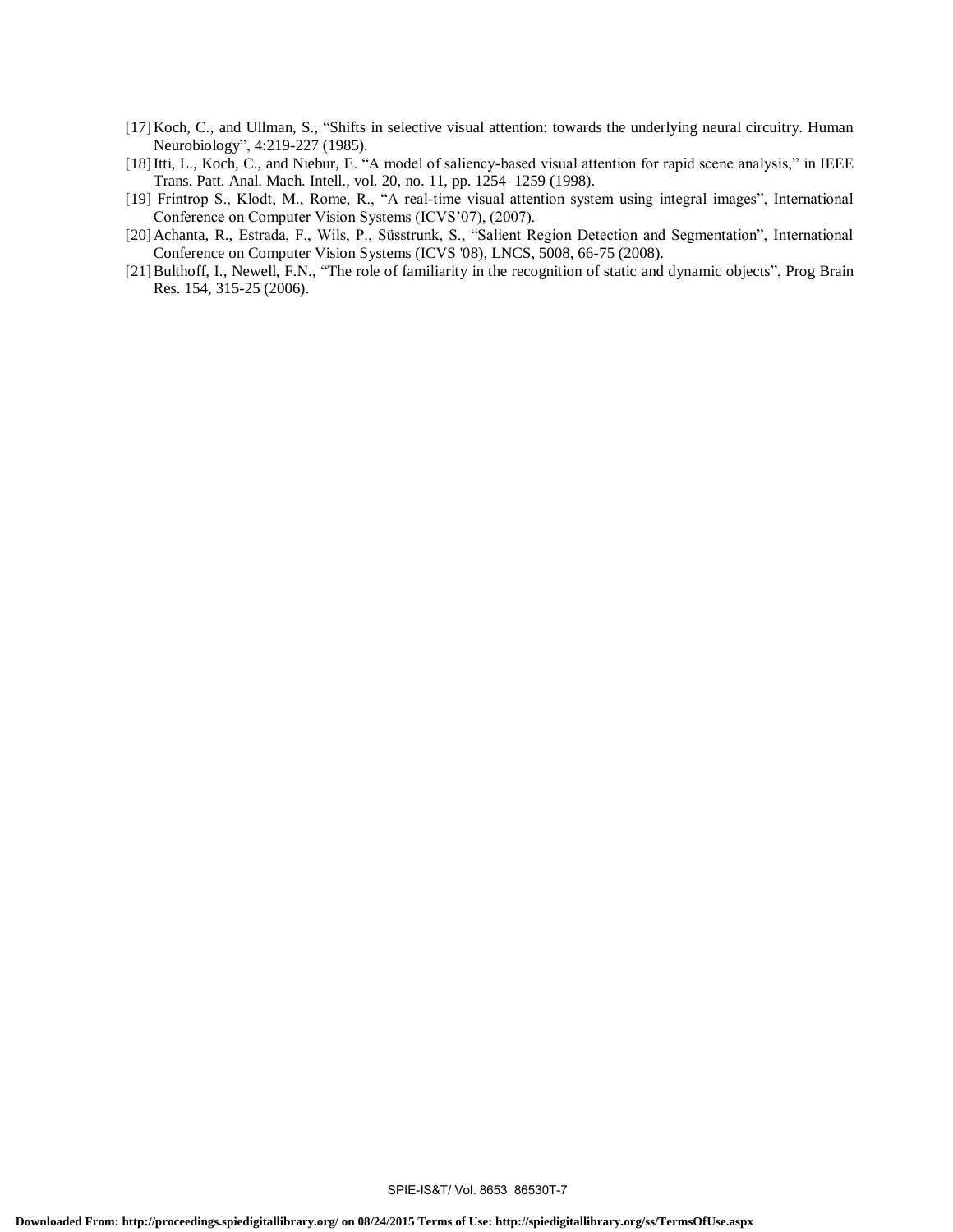[17] Koch, C., and Ullman, S., "Shifts in selective visual attention: towards the underlying neural circuitry. Human Neurobiology", 4:219-227 (1985).

[18] Itti, L., Koch, C., and Niebur, E. "A model of saliency-based visual attention for rapid scene analysis," in IEEE Trans. Patt. Anal. Mach. Intell., vol. 20, no. 11, pp. 1254–1259 (1998).

[19] Frintrop S., Klodt, M., Rome, R., "A real-time visual attention system using integral images", International Conference on Computer Vision Systems (ICVS'07), (2007).

[20] Achanta, R., Estrada, F., Wils, P., Süsstrunk, S., "Salient Region Detection and Segmentation", International Conference on Computer Vision Systems (ICVS '08), LNCS, 5008, 66-75 (2008).

[21] Bulthoff, I., Newell, F.N., "The role of familiarity in the recognition of static and dynamic objects", Prog Brain Res. 154, 315-25 (2006).